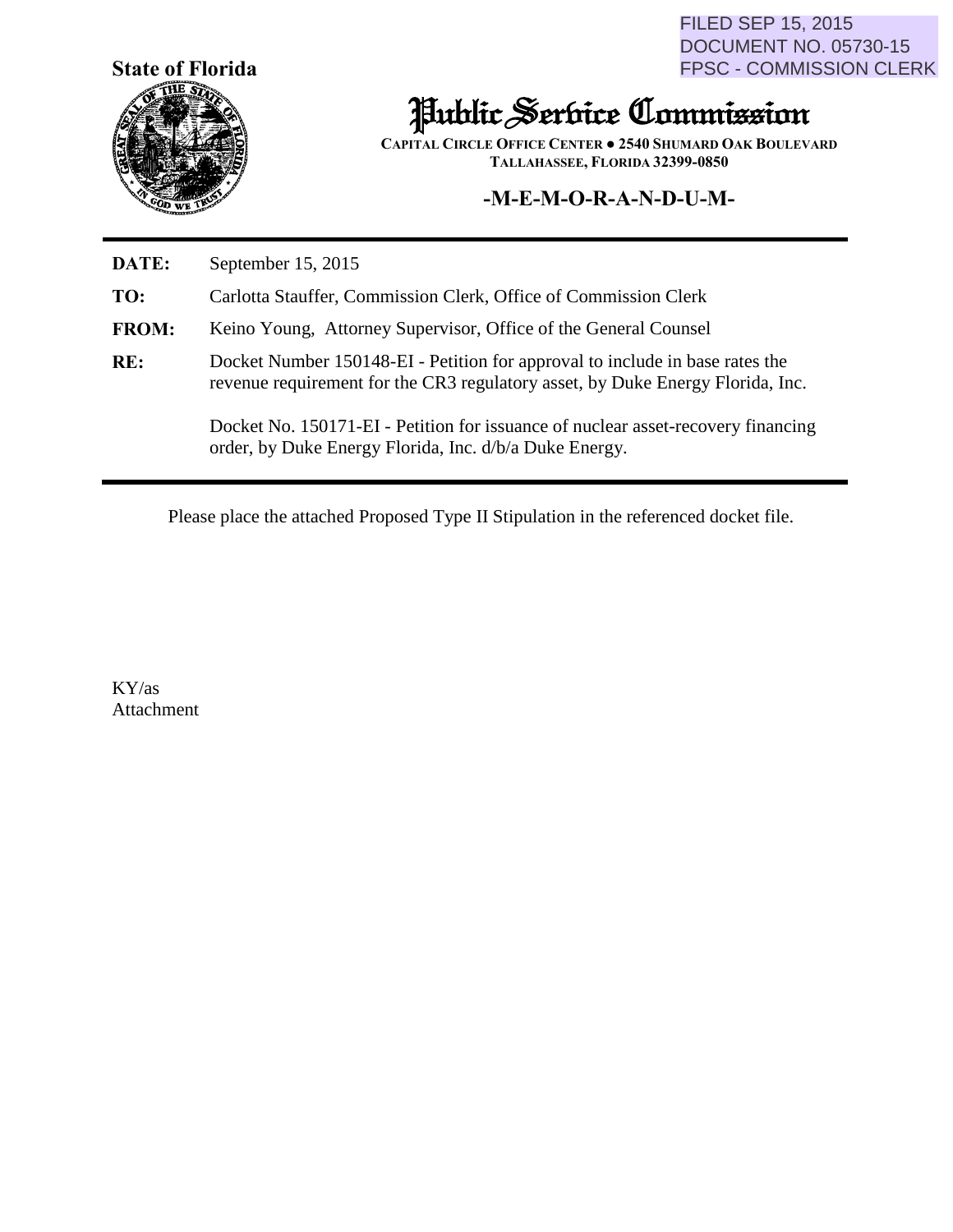FILED SEP 15, 2015
DOCUMENT NO. 05730-15
FPSC - COMMISSION CLERK

**State of Florida**

# Public Service Commission

**CAPITAL CIRCLE OFFICE CENTER ● 2540 SHUMARD OAK BOULEVARD**
**TALLAHASSEE, FLORIDA 32399-0850**

## -M-E-M-O-R-A-N-D-U-M-

**DATE:** September 15, 2015

**TO:** Carlotta Stauffer, Commission Clerk, Office of Commission Clerk

**FROM:** Keino Young, Attorney Supervisor, Office of the General Counsel

**RE:** Docket Number 150148-EI - Petition for approval to include in base rates the revenue requirement for the CR3 regulatory asset, by Duke Energy Florida, Inc.

Docket No. 150171-EI - Petition for issuance of nuclear asset-recovery financing order, by Duke Energy Florida, Inc. d/b/a Duke Energy.

Please place the attached Proposed Type II Stipulation in the referenced docket file.

KY/as
Attachment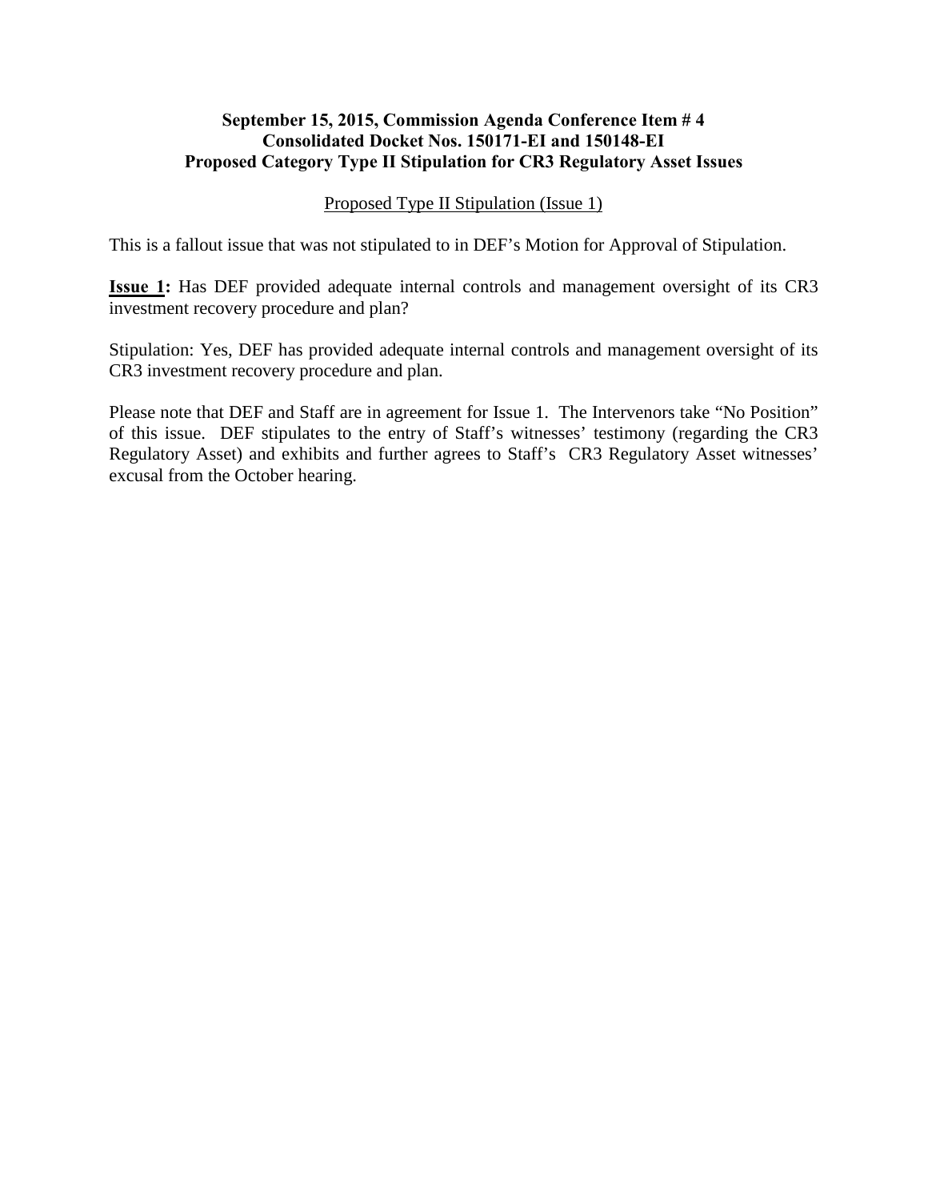**September 15, 2015, Commission Agenda Conference Item # 4**
**Consolidated Docket Nos. 150171-EI and 150148-EI**
**Proposed Category Type II Stipulation for CR3 Regulatory Asset Issues**

Proposed Type II Stipulation (Issue 1)

This is a fallout issue that was not stipulated to in DEF's Motion for Approval of Stipulation.

**Issue 1:** Has DEF provided adequate internal controls and management oversight of its CR3 investment recovery procedure and plan?

Stipulation: Yes, DEF has provided adequate internal controls and management oversight of its CR3 investment recovery procedure and plan.

Please note that DEF and Staff are in agreement for Issue 1. The Intervenors take "No Position" of this issue. DEF stipulates to the entry of Staff's witnesses' testimony (regarding the CR3 Regulatory Asset) and exhibits and further agrees to Staff's CR3 Regulatory Asset witnesses' excusal from the October hearing.